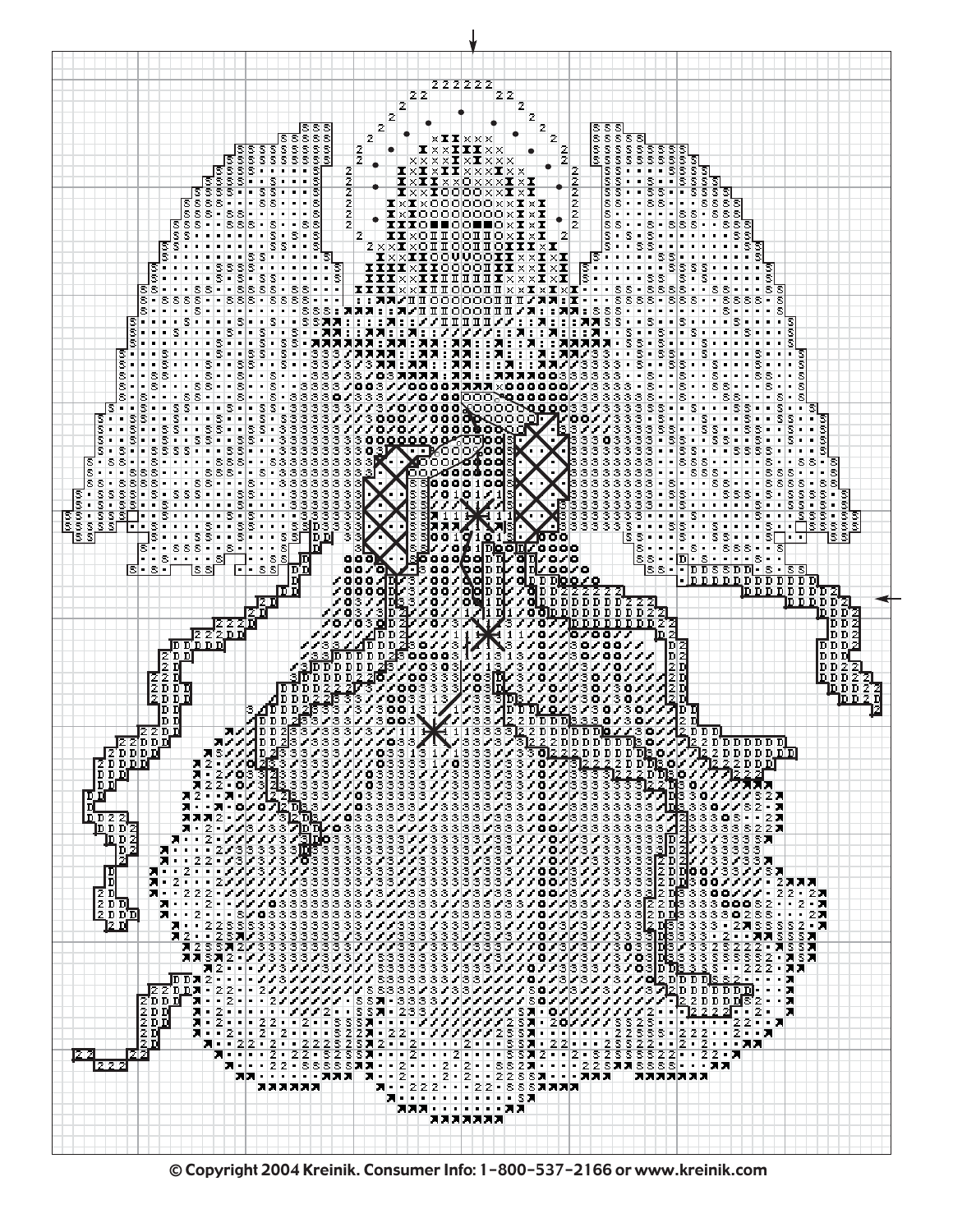© Copyright 2004 Kreinik. Consumer Info: 1-800-537-2166 or www.kreinik.com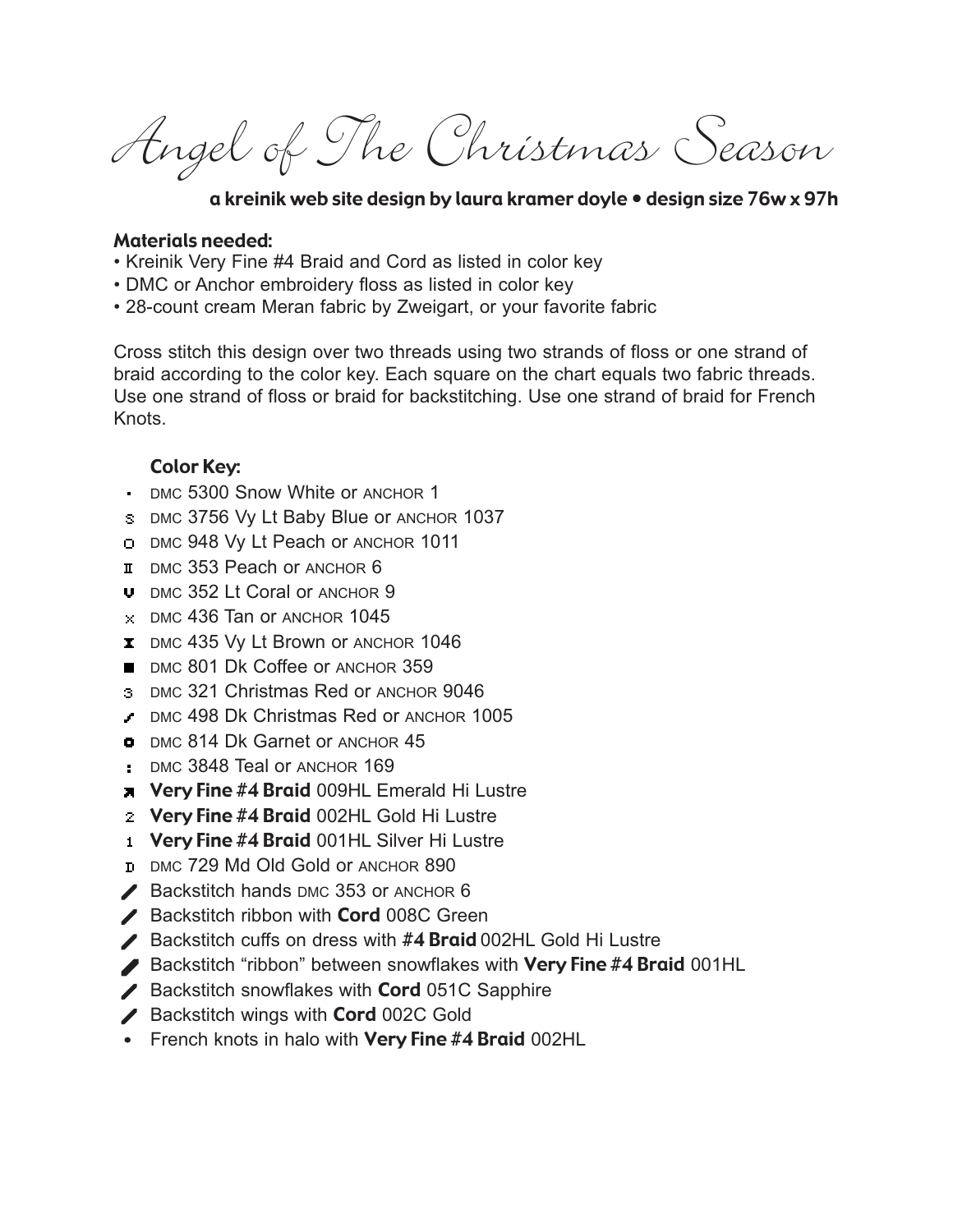# Angel of The Christmas Season

**a kreinik web site design by laura kramer doyle • design size 76w x 97h**

**Materials needed:**

- Kreinik Very Fine #4 Braid and Cord as listed in color key
- DMC or Anchor embroidery floss as listed in color key
- 28-count cream Meran fabric by Zweigart, or your favorite fabric

Cross stitch this design over two threads using two strands of floss or one strand of braid according to the color key. Each square on the chart equals two fabric threads. Use one strand of floss or braid for backstitching. Use one strand of braid for French Knots.

**Color Key:**

- · DMC 5300 Snow White or ANCHOR 1
- S DMC 3756 Vy Lt Baby Blue or ANCHOR 1037
- O DMC 948 Vy Lt Peach or ANCHOR 1011
- II DMC 353 Peach or ANCHOR 6
- V DMC 352 Lt Coral or ANCHOR 9
- × DMC 436 Tan or ANCHOR 1045
- I DMC 435 Vy Lt Brown or ANCHOR 1046
- ■ DMC 801 Dk Coffee or ANCHOR 359
- 3 DMC 321 Christmas Red or ANCHOR 9046
- / DMC 498 Dk Christmas Red or ANCHOR 1005
- O DMC 814 Dk Garnet or ANCHOR 45
- : DMC 3848 Teal or ANCHOR 169
- ↗ **Very Fine #4 Braid** 009HL Emerald Hi Lustre
- 2 **Very Fine #4 Braid** 002HL Gold Hi Lustre
- 1 **Very Fine #4 Braid** 001HL Silver Hi Lustre
- D DMC 729 Md Old Gold or ANCHOR 890
- Backstitch hands DMC 353 or ANCHOR 6
- Backstitch ribbon with **Cord** 008C Green
- Backstitch cuffs on dress with **#4 Braid** 002HL Gold Hi Lustre
- Backstitch "ribbon" between snowflakes with **Very Fine #4 Braid** 001HL
- Backstitch snowflakes with **Cord** 051C Sapphire
- Backstitch wings with **Cord** 002C Gold
- French knots in halo with **Very Fine #4 Braid** 002HL